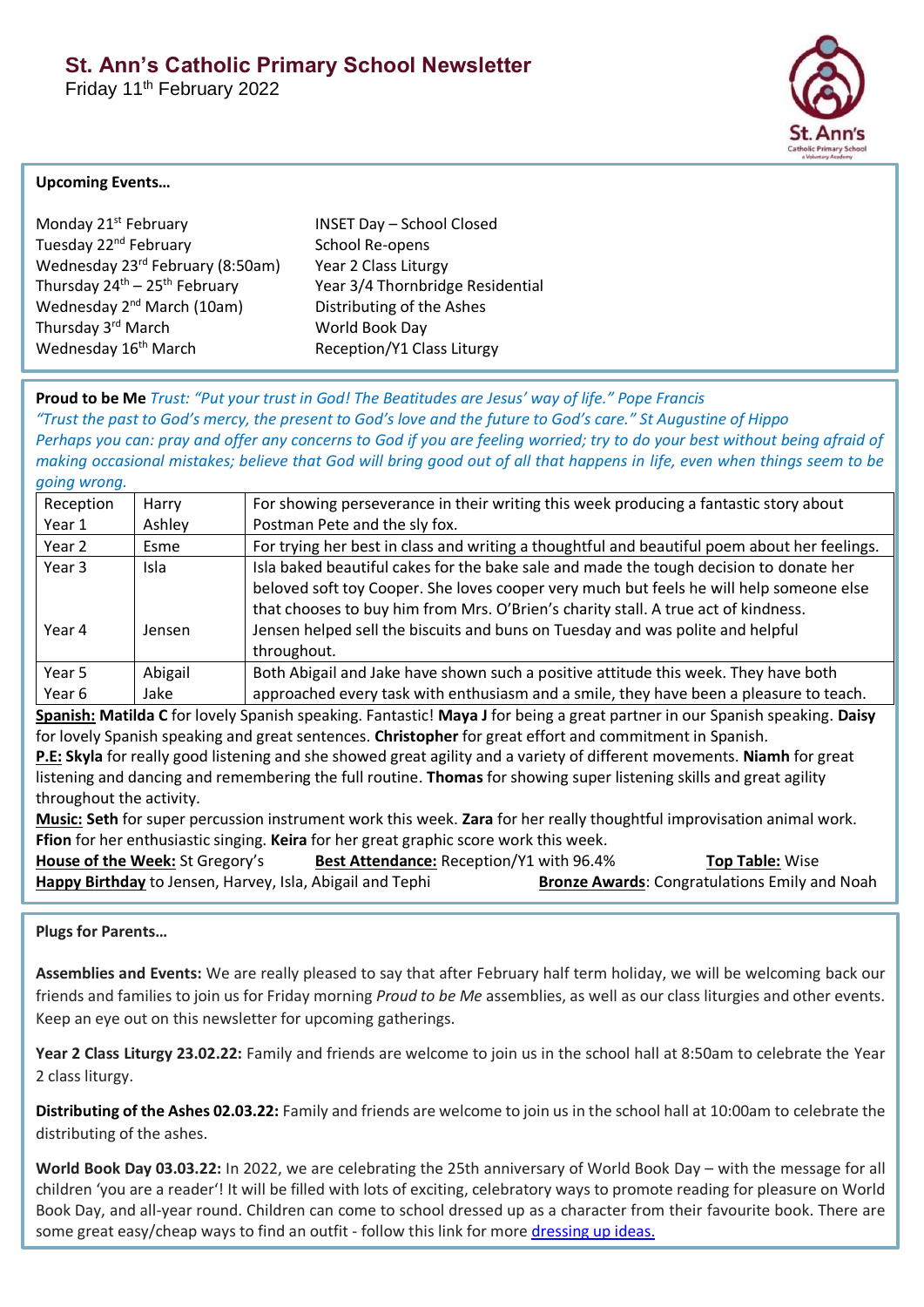# St. Ann's Catholic Primary School Newsletter

Friday 11th February 2022

**Upcoming Events…**

| | |
|---|---|
| Monday 21st February | INSET Day – School Closed |
| Tuesday 22nd February | School Re-opens |
| Wednesday 23rd February (8:50am) | Year 2 Class Liturgy |
| Thursday 24th – 25th February | Year 3/4 Thornbridge Residential |
| Wednesday 2nd March (10am) | Distributing of the Ashes |
| Thursday 3rd March | World Book Day |
| Wednesday 16th March | Reception/Y1 Class Liturgy |

**Proud to be Me** *Trust: "Put your trust in God! The Beatitudes are Jesus' way of life." Pope Francis*
*"Trust the past to God's mercy, the present to God's love and the future to God's care." St Augustine of Hippo*
*Perhaps you can: pray and offer any concerns to God if you are feeling worried; try to do your best without being afraid of making occasional mistakes; believe that God will bring good out of all that happens in life, even when things seem to be going wrong.*

| | | |
|---|---|---|
| Reception<br>Year 1 | Harry<br>Ashley | For showing perseverance in their writing this week producing a fantastic story about Postman Pete and the sly fox. |
| Year 2 | Esme | For trying her best in class and writing a thoughtful and beautiful poem about her feelings. |
| Year 3<br><br>Year 4 | Isla<br><br>Jensen | Isla baked beautiful cakes for the bake sale and made the tough decision to donate her beloved soft toy Cooper. She loves cooper very much but feels he will help someone else that chooses to buy him from Mrs. O'Brien's charity stall. A true act of kindness.<br>Jensen helped sell the biscuits and buns on Tuesday and was polite and helpful throughout. |
| Year 5<br>Year 6 | Abigail<br>Jake | Both Abigail and Jake have shown such a positive attitude this week. They have both approached every task with enthusiasm and a smile, they have been a pleasure to teach. |

**Spanish:** **Matilda C** for lovely Spanish speaking. Fantastic! **Maya J** for being a great partner in our Spanish speaking. **Daisy** for lovely Spanish speaking and great sentences. **Christopher** for great effort and commitment in Spanish.

**P.E:** **Skyla** for really good listening and she showed great agility and a variety of different movements. **Niamh** for great listening and dancing and remembering the full routine. **Thomas** for showing super listening skills and great agility throughout the activity.

**Music:** **Seth** for super percussion instrument work this week. **Zara** for her really thoughtful improvisation animal work. **Ffion** for her enthusiastic singing. **Keira** for her great graphic score work this week.

**House of the Week:** St Gregory's **Best Attendance:** Reception/Y1 with 96.4% **Top Table:** Wise

**Happy Birthday** to Jensen, Harvey, Isla, Abigail and Tephi **Bronze Awards**: Congratulations Emily and Noah

**Plugs for Parents…**

**Assemblies and Events:** We are really pleased to say that after February half term holiday, we will be welcoming back our friends and families to join us for Friday morning *Proud to be Me* assemblies, as well as our class liturgies and other events. Keep an eye out on this newsletter for upcoming gatherings.

**Year 2 Class Liturgy 23.02.22:** Family and friends are welcome to join us in the school hall at 8:50am to celebrate the Year 2 class liturgy.

**Distributing of the Ashes 02.03.22:** Family and friends are welcome to join us in the school hall at 10:00am to celebrate the distributing of the ashes.

**World Book Day 03.03.22:** In 2022, we are celebrating the 25th anniversary of World Book Day – with the message for all children 'you are a reader'! It will be filled with lots of exciting, celebratory ways to promote reading for pleasure on World Book Day, and all-year round. Children can come to school dressed up as a character from their favourite book. There are some great easy/cheap ways to find an outfit - follow this link for more dressing up ideas.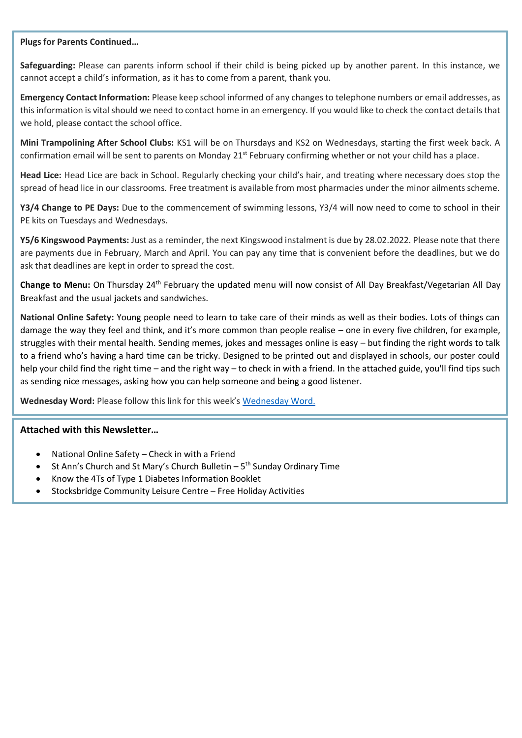**Plugs for Parents Continued…**

**Safeguarding:** Please can parents inform school if their child is being picked up by another parent. In this instance, we cannot accept a child's information, as it has to come from a parent, thank you.

**Emergency Contact Information:** Please keep school informed of any changes to telephone numbers or email addresses, as this information is vital should we need to contact home in an emergency. If you would like to check the contact details that we hold, please contact the school office.

**Mini Trampolining After School Clubs:** KS1 will be on Thursdays and KS2 on Wednesdays, starting the first week back. A confirmation email will be sent to parents on Monday 21st February confirming whether or not your child has a place.

**Head Lice:** Head Lice are back in School. Regularly checking your child's hair, and treating where necessary does stop the spread of head lice in our classrooms. Free treatment is available from most pharmacies under the minor ailments scheme.

**Y3/4 Change to PE Days:** Due to the commencement of swimming lessons, Y3/4 will now need to come to school in their PE kits on Tuesdays and Wednesdays.

**Y5/6 Kingswood Payments:** Just as a reminder, the next Kingswood instalment is due by 28.02.2022. Please note that there are payments due in February, March and April. You can pay any time that is convenient before the deadlines, but we do ask that deadlines are kept in order to spread the cost.

**Change to Menu:** On Thursday 24th February the updated menu will now consist of All Day Breakfast/Vegetarian All Day Breakfast and the usual jackets and sandwiches.

**National Online Safety:** Young people need to learn to take care of their minds as well as their bodies. Lots of things can damage the way they feel and think, and it's more common than people realise – one in every five children, for example, struggles with their mental health. Sending memes, jokes and messages online is easy – but finding the right words to talk to a friend who's having a hard time can be tricky. Designed to be printed out and displayed in schools, our poster could help your child find the right time – and the right way – to check in with a friend. In the attached guide, you'll find tips such as sending nice messages, asking how you can help someone and being a good listener.

**Wednesday Word:** Please follow this link for this week's [Wednesday Word.]

**Attached with this Newsletter…**

- National Online Safety – Check in with a Friend
- St Ann's Church and St Mary's Church Bulletin – 5th Sunday Ordinary Time
- Know the 4Ts of Type 1 Diabetes Information Booklet
- Stocksbridge Community Leisure Centre – Free Holiday Activities